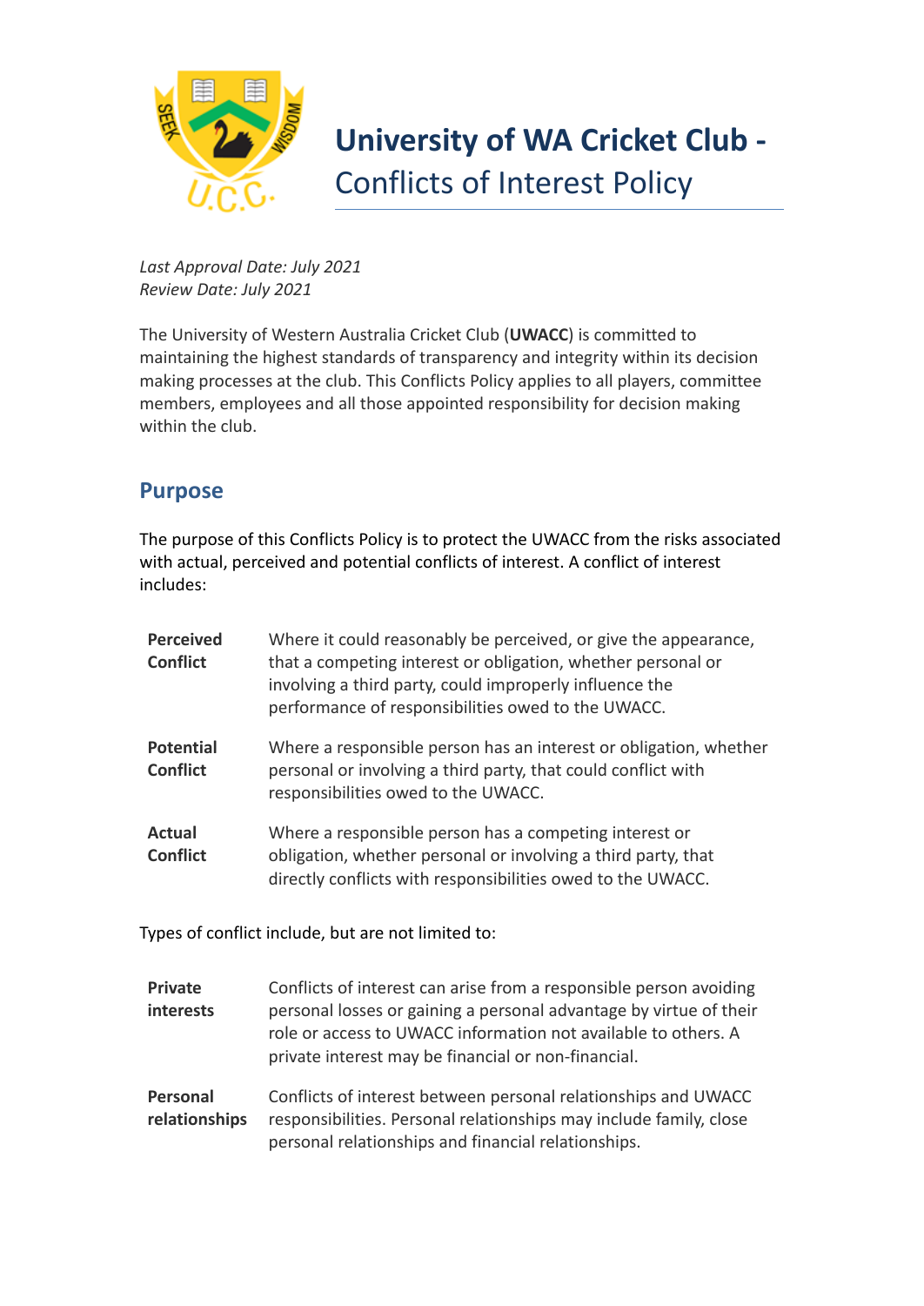# University of WA Cricket Club - Conflicts of Interest Policy

*Last Approval Date: July 2021*
*Review Date: July 2021*

The University of Western Australia Cricket Club (**UWACC**) is committed to maintaining the highest standards of transparency and integrity within its decision making processes at the club. This Conflicts Policy applies to all players, committee members, employees and all those appointed responsibility for decision making within the club.

## Purpose

The purpose of this Conflicts Policy is to protect the UWACC from the risks associated with actual, perceived and potential conflicts of interest. A conflict of interest includes:

| | |
|---|---|
| **Perceived Conflict** | Where it could reasonably be perceived, or give the appearance, that a competing interest or obligation, whether personal or involving a third party, could improperly influence the performance of responsibilities owed to the UWACC. |
| **Potential Conflict** | Where a responsible person has an interest or obligation, whether personal or involving a third party, that could conflict with responsibilities owed to the UWACC. |
| **Actual Conflict** | Where a responsible person has a competing interest or obligation, whether personal or involving a third party, that directly conflicts with responsibilities owed to the UWACC. |

Types of conflict include, but are not limited to:

| | |
|---|---|
| **Private interests** | Conflicts of interest can arise from a responsible person avoiding personal losses or gaining a personal advantage by virtue of their role or access to UWACC information not available to others. A private interest may be financial or non-financial. |
| **Personal relationships** | Conflicts of interest between personal relationships and UWACC responsibilities. Personal relationships may include family, close personal relationships and financial relationships. |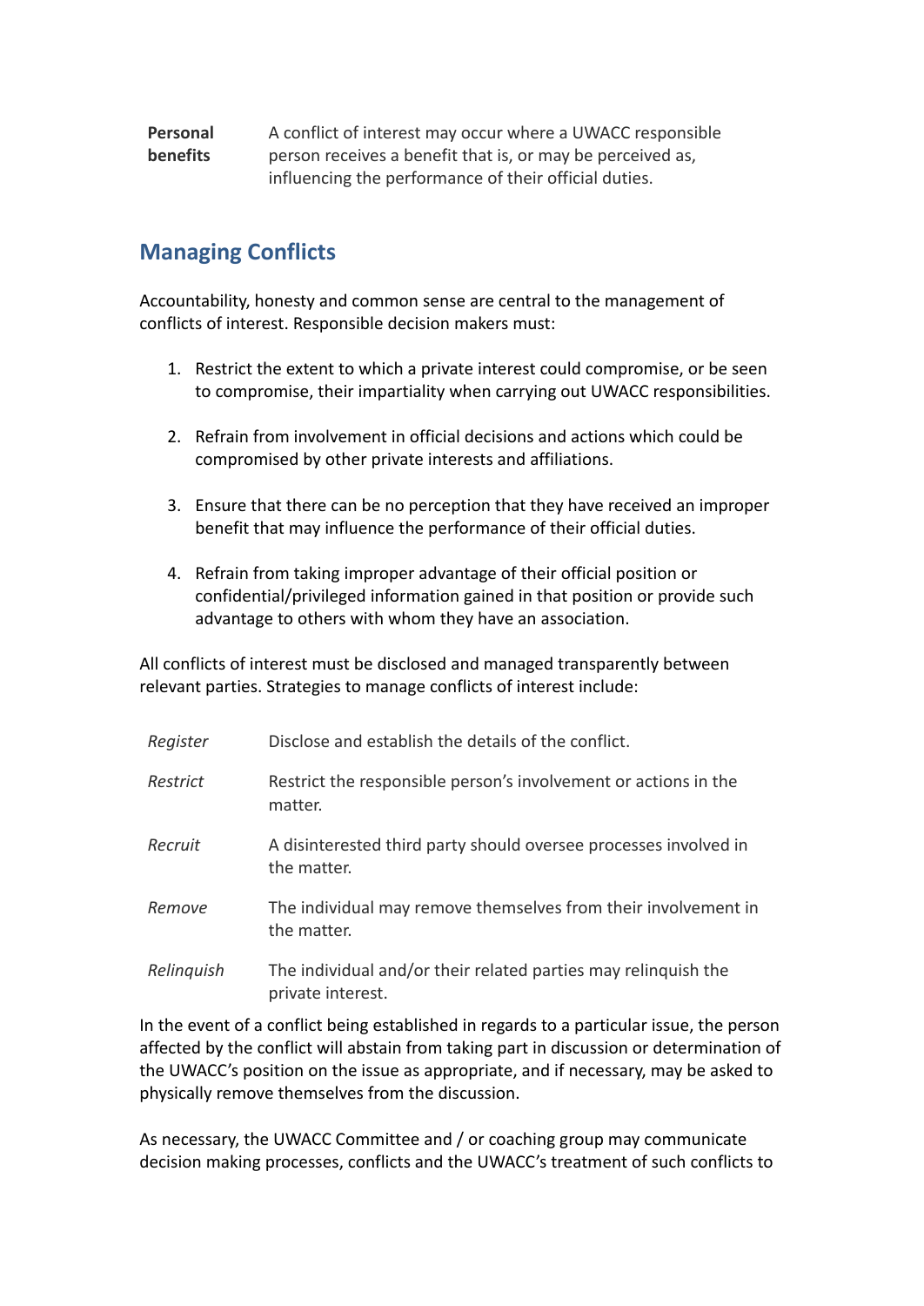| | |
|---|---|
| **Personal benefits** | A conflict of interest may occur where a UWACC responsible person receives a benefit that is, or may be perceived as, influencing the performance of their official duties. |

## Managing Conflicts

Accountability, honesty and common sense are central to the management of conflicts of interest. Responsible decision makers must:

1. Restrict the extent to which a private interest could compromise, or be seen to compromise, their impartiality when carrying out UWACC responsibilities.

2. Refrain from involvement in official decisions and actions which could be compromised by other private interests and affiliations.

3. Ensure that there can be no perception that they have received an improper benefit that may influence the performance of their official duties.

4. Refrain from taking improper advantage of their official position or confidential/privileged information gained in that position or provide such advantage to others with whom they have an association.

All conflicts of interest must be disclosed and managed transparently between relevant parties. Strategies to manage conflicts of interest include:

| | |
|---|---|
| *Register* | Disclose and establish the details of the conflict. |
| *Restrict* | Restrict the responsible person's involvement or actions in the matter. |
| *Recruit* | A disinterested third party should oversee processes involved in the matter. |
| *Remove* | The individual may remove themselves from their involvement in the matter. |
| *Relinquish* | The individual and/or their related parties may relinquish the private interest. |

In the event of a conflict being established in regards to a particular issue, the person affected by the conflict will abstain from taking part in discussion or determination of the UWACC's position on the issue as appropriate, and if necessary, may be asked to physically remove themselves from the discussion.

As necessary, the UWACC Committee and / or coaching group may communicate decision making processes, conflicts and the UWACC's treatment of such conflicts to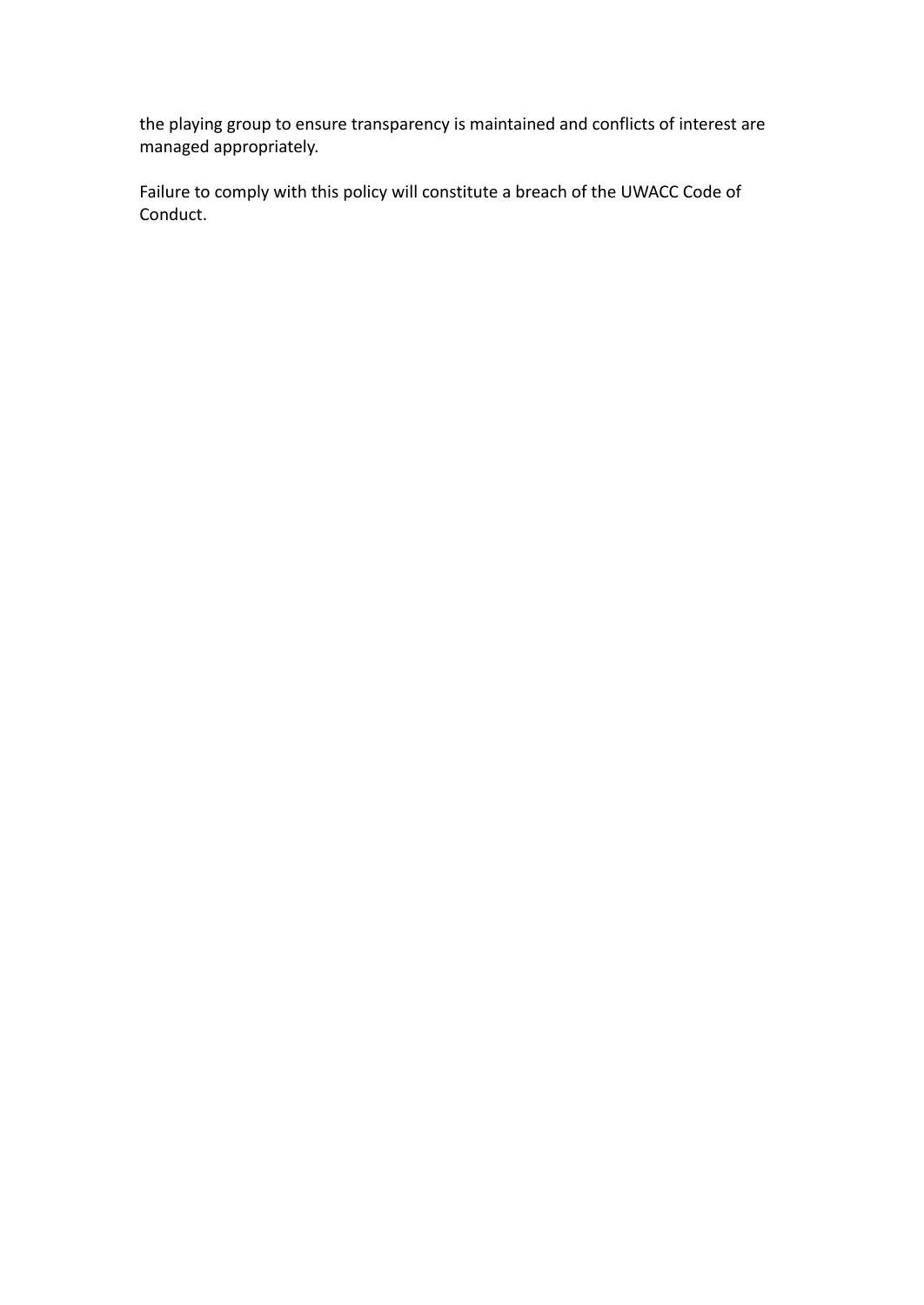the playing group to ensure transparency is maintained and conflicts of interest are managed appropriately.

Failure to comply with this policy will constitute a breach of the UWACC Code of Conduct.